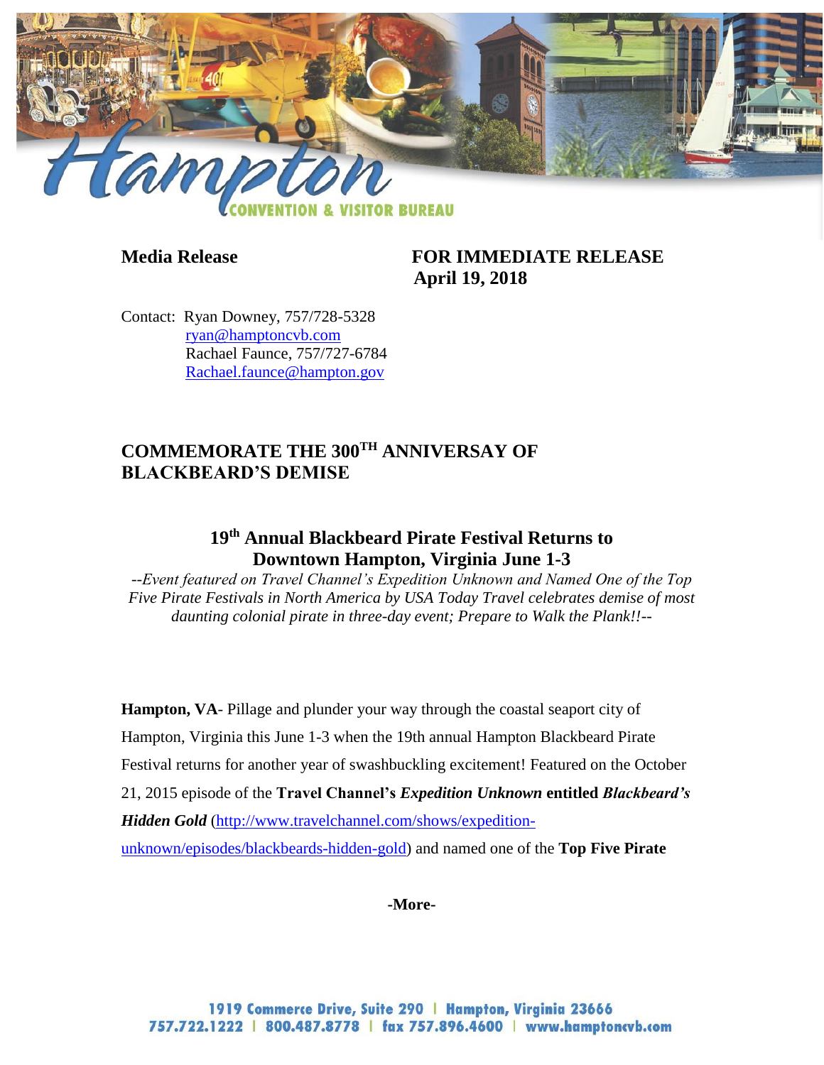Hampton

CONVENTION & VISITOR BUREAU

**Media Release** **FOR IMMEDIATE RELEASE**
**April 19, 2018**

Contact: Ryan Downey, 757/728-5328
ryan@hamptoncvb.com
Rachael Faunce, 757/727-6784
Rachael.faunce@hampton.gov

# COMMEMORATE THE 300TH ANNIVERSAY OF BLACKBEARD'S DEMISE

## 19th Annual Blackbeard Pirate Festival Returns to Downtown Hampton, Virginia June 1-3

*--Event featured on Travel Channel's Expedition Unknown and Named One of the Top Five Pirate Festivals in North America by USA Today Travel celebrates demise of most daunting colonial pirate in three-day event; Prepare to Walk the Plank!!--*

**Hampton, VA**- Pillage and plunder your way through the coastal seaport city of Hampton, Virginia this June 1-3 when the 19th annual Hampton Blackbeard Pirate Festival returns for another year of swashbuckling excitement! Featured on the October 21, 2015 episode of the **Travel Channel's *Expedition Unknown* entitled *Blackbeard's Hidden Gold*** (http://www.travelchannel.com/shows/expedition-unknown/episodes/blackbeards-hidden-gold) and named one of the **Top Five Pirate**

**-More-**

1919 Commerce Drive, Suite 290 | Hampton, Virginia 23666
757.722.1222 | 800.487.8778 | fax 757.896.4600 | www.hamptoncvb.com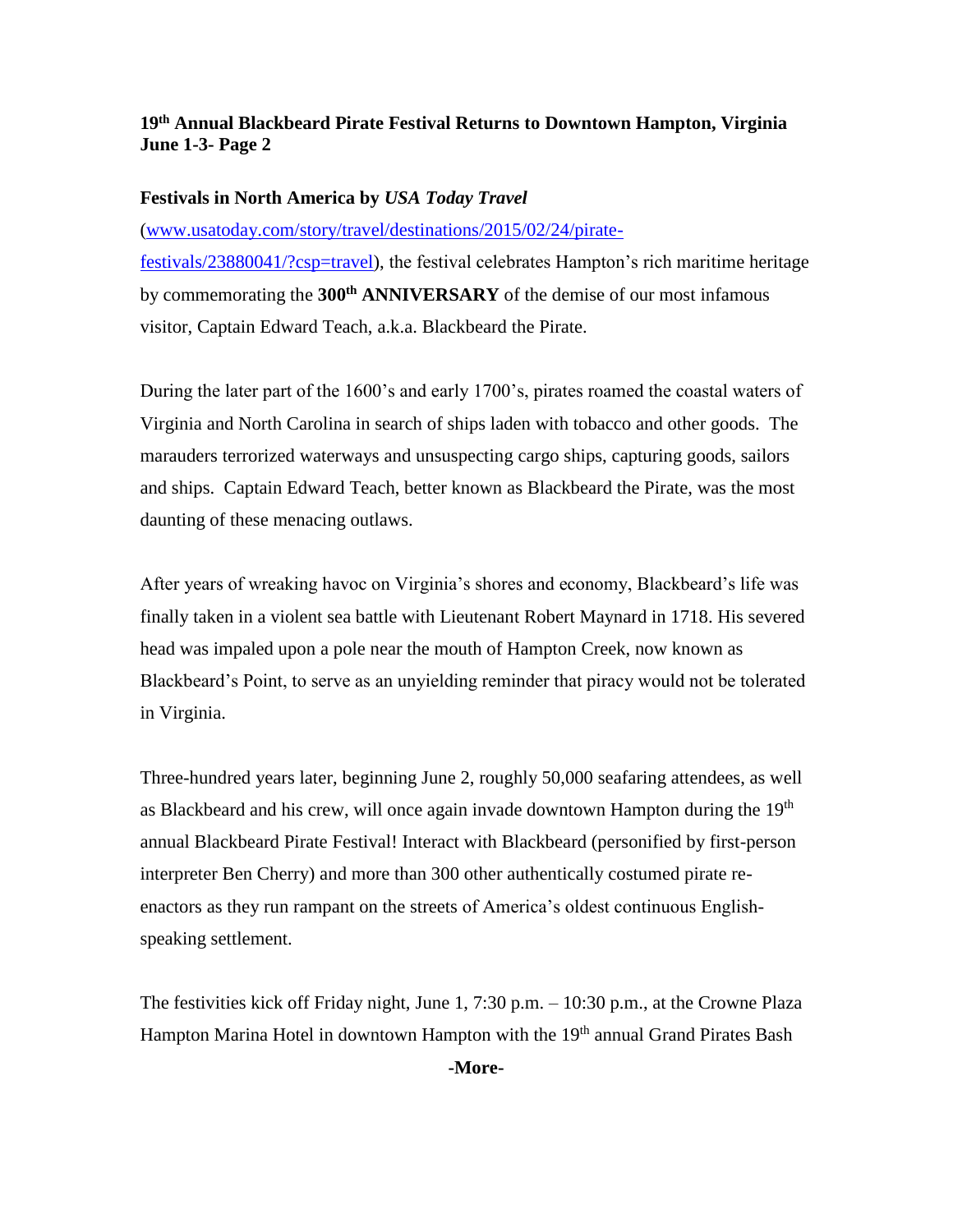**19th Annual Blackbeard Pirate Festival Returns to Downtown Hampton, Virginia June 1-3- Page 2**

**Festivals in North America by *USA Today Travel***
(www.usatoday.com/story/travel/destinations/2015/02/24/pirate-festivals/23880041/?csp=travel), the festival celebrates Hampton's rich maritime heritage by commemorating the **300th ANNIVERSARY** of the demise of our most infamous visitor, Captain Edward Teach, a.k.a. Blackbeard the Pirate.

During the later part of the 1600's and early 1700's, pirates roamed the coastal waters of Virginia and North Carolina in search of ships laden with tobacco and other goods. The marauders terrorized waterways and unsuspecting cargo ships, capturing goods, sailors and ships. Captain Edward Teach, better known as Blackbeard the Pirate, was the most daunting of these menacing outlaws.

After years of wreaking havoc on Virginia's shores and economy, Blackbeard's life was finally taken in a violent sea battle with Lieutenant Robert Maynard in 1718. His severed head was impaled upon a pole near the mouth of Hampton Creek, now known as Blackbeard's Point, to serve as an unyielding reminder that piracy would not be tolerated in Virginia.

Three-hundred years later, beginning June 2, roughly 50,000 seafaring attendees, as well as Blackbeard and his crew, will once again invade downtown Hampton during the 19th annual Blackbeard Pirate Festival! Interact with Blackbeard (personified by first-person interpreter Ben Cherry) and more than 300 other authentically costumed pirate re-enactors as they run rampant on the streets of America's oldest continuous English-speaking settlement.

The festivities kick off Friday night, June 1, 7:30 p.m. – 10:30 p.m., at the Crowne Plaza Hampton Marina Hotel in downtown Hampton with the 19th annual Grand Pirates Bash

**-More-**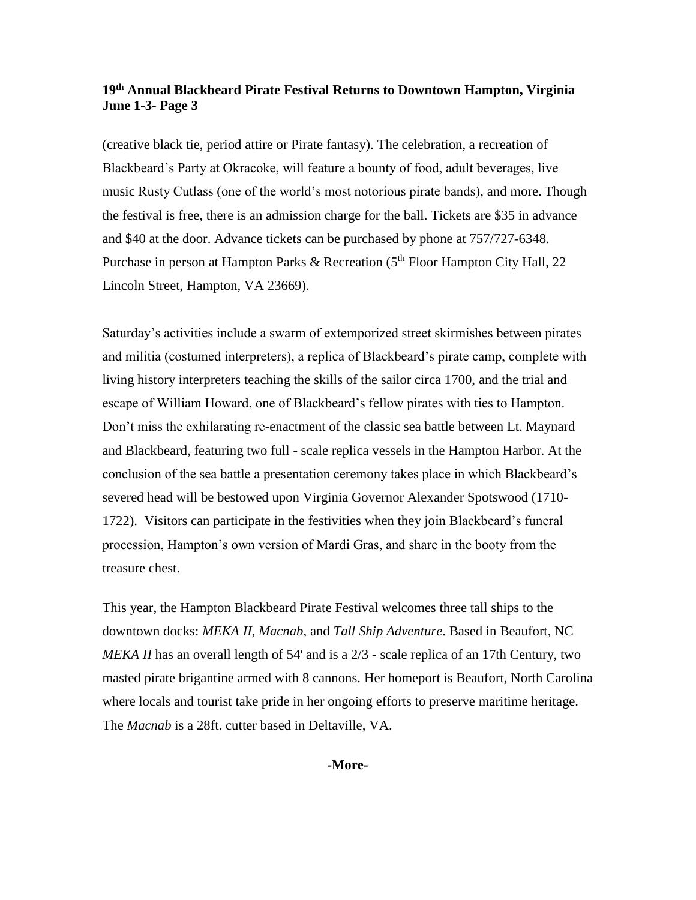(creative black tie, period attire or Pirate fantasy). The celebration, a recreation of Blackbeard's Party at Okracoke, will feature a bounty of food, adult beverages, live music Rusty Cutlass (one of the world's most notorious pirate bands), and more. Though the festival is free, there is an admission charge for the ball. Tickets are $35 in advance and $40 at the door. Advance tickets can be purchased by phone at 757/727-6348. Purchase in person at Hampton Parks & Recreation (5th Floor Hampton City Hall, 22 Lincoln Street, Hampton, VA 23669).

Saturday's activities include a swarm of extemporized street skirmishes between pirates and militia (costumed interpreters), a replica of Blackbeard's pirate camp, complete with living history interpreters teaching the skills of the sailor circa 1700, and the trial and escape of William Howard, one of Blackbeard's fellow pirates with ties to Hampton. Don't miss the exhilarating re-enactment of the classic sea battle between Lt. Maynard and Blackbeard, featuring two full - scale replica vessels in the Hampton Harbor. At the conclusion of the sea battle a presentation ceremony takes place in which Blackbeard's severed head will be bestowed upon Virginia Governor Alexander Spotswood (1710-1722). Visitors can participate in the festivities when they join Blackbeard's funeral procession, Hampton's own version of Mardi Gras, and share in the booty from the treasure chest.

This year, the Hampton Blackbeard Pirate Festival welcomes three tall ships to the downtown docks: *MEKA II*, *Macnab*, and *Tall Ship Adventure*. Based in Beaufort, NC *MEKA II* has an overall length of 54' and is a 2/3 - scale replica of an 17th Century, two masted pirate brigantine armed with 8 cannons. Her homeport is Beaufort, North Carolina where locals and tourist take pride in her ongoing efforts to preserve maritime heritage. The *Macnab* is a 28ft. cutter based in Deltaville, VA.

**-More-**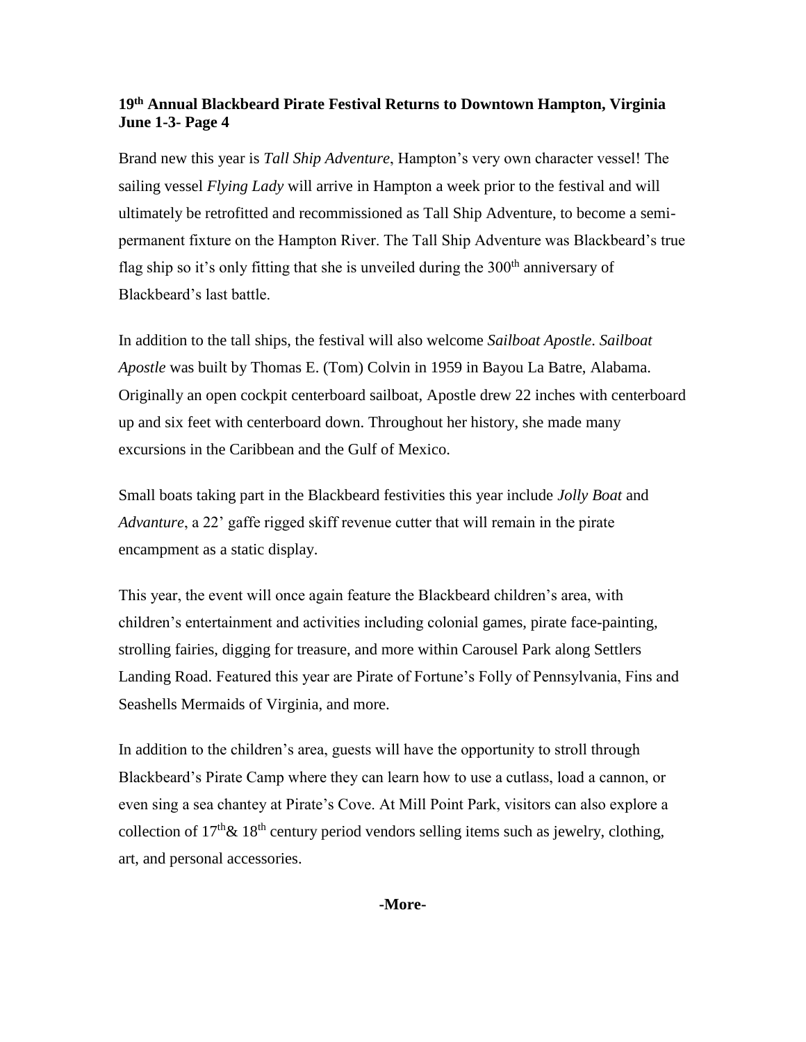**19th Annual Blackbeard Pirate Festival Returns to Downtown Hampton, Virginia June 1-3- Page 4**

Brand new this year is *Tall Ship Adventure*, Hampton's very own character vessel! The sailing vessel *Flying Lady* will arrive in Hampton a week prior to the festival and will ultimately be retrofitted and recommissioned as Tall Ship Adventure, to become a semi-permanent fixture on the Hampton River. The Tall Ship Adventure was Blackbeard's true flag ship so it's only fitting that she is unveiled during the 300th anniversary of Blackbeard's last battle.

In addition to the tall ships, the festival will also welcome *Sailboat Apostle*. *Sailboat Apostle* was built by Thomas E. (Tom) Colvin in 1959 in Bayou La Batre, Alabama. Originally an open cockpit centerboard sailboat, Apostle drew 22 inches with centerboard up and six feet with centerboard down. Throughout her history, she made many excursions in the Caribbean and the Gulf of Mexico.

Small boats taking part in the Blackbeard festivities this year include *Jolly Boat* and *Advanture*, a 22' gaffe rigged skiff revenue cutter that will remain in the pirate encampment as a static display.

This year, the event will once again feature the Blackbeard children's area, with children's entertainment and activities including colonial games, pirate face-painting, strolling fairies, digging for treasure, and more within Carousel Park along Settlers Landing Road. Featured this year are Pirate of Fortune's Folly of Pennsylvania, Fins and Seashells Mermaids of Virginia, and more.

In addition to the children's area, guests will have the opportunity to stroll through Blackbeard's Pirate Camp where they can learn how to use a cutlass, load a cannon, or even sing a sea chantey at Pirate's Cove. At Mill Point Park, visitors can also explore a collection of 17th& 18th century period vendors selling items such as jewelry, clothing, art, and personal accessories.

**-More-**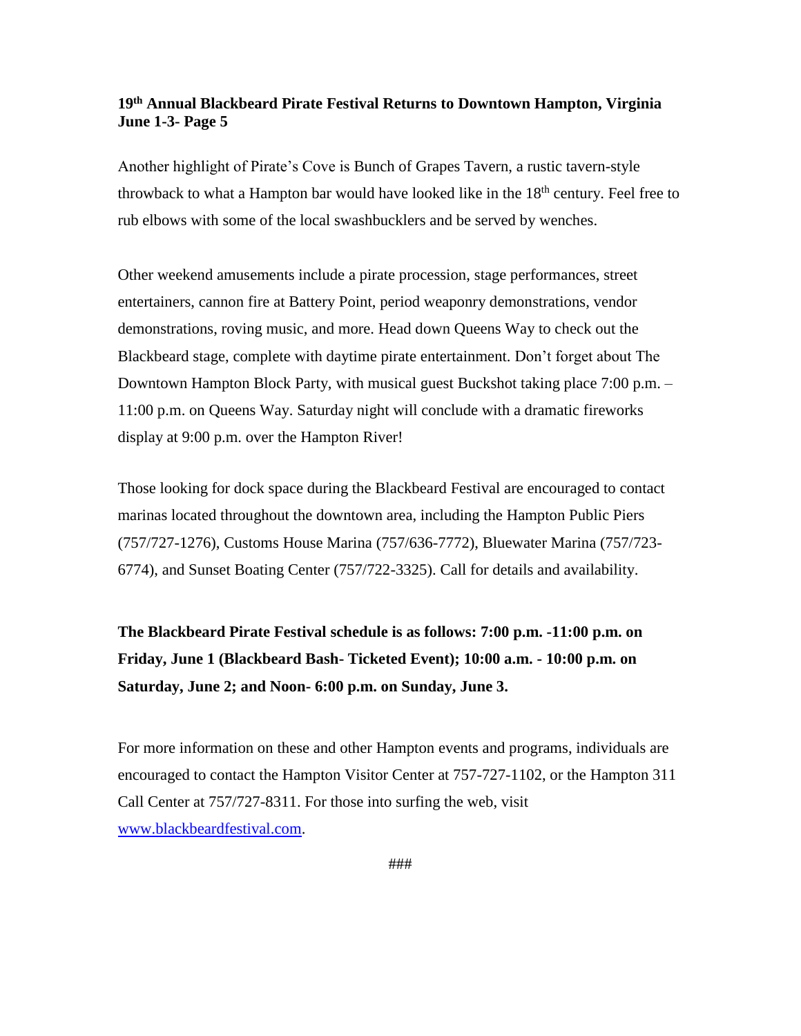**19th Annual Blackbeard Pirate Festival Returns to Downtown Hampton, Virginia June 1-3- Page 5**

Another highlight of Pirate's Cove is Bunch of Grapes Tavern, a rustic tavern-style throwback to what a Hampton bar would have looked like in the 18th century. Feel free to rub elbows with some of the local swashbucklers and be served by wenches.

Other weekend amusements include a pirate procession, stage performances, street entertainers, cannon fire at Battery Point, period weaponry demonstrations, vendor demonstrations, roving music, and more. Head down Queens Way to check out the Blackbeard stage, complete with daytime pirate entertainment. Don't forget about The Downtown Hampton Block Party, with musical guest Buckshot taking place 7:00 p.m. – 11:00 p.m. on Queens Way. Saturday night will conclude with a dramatic fireworks display at 9:00 p.m. over the Hampton River!

Those looking for dock space during the Blackbeard Festival are encouraged to contact marinas located throughout the downtown area, including the Hampton Public Piers (757/727-1276), Customs House Marina (757/636-7772), Bluewater Marina (757/723-6774), and Sunset Boating Center (757/722-3325). Call for details and availability.

**The Blackbeard Pirate Festival schedule is as follows: 7:00 p.m. -11:00 p.m. on Friday, June 1 (Blackbeard Bash- Ticketed Event); 10:00 a.m. - 10:00 p.m. on Saturday, June 2; and Noon- 6:00 p.m. on Sunday, June 3.**

For more information on these and other Hampton events and programs, individuals are encouraged to contact the Hampton Visitor Center at 757-727-1102, or the Hampton 311 Call Center at 757/727-8311. For those into surfing the web, visit www.blackbeardfestival.com.

###